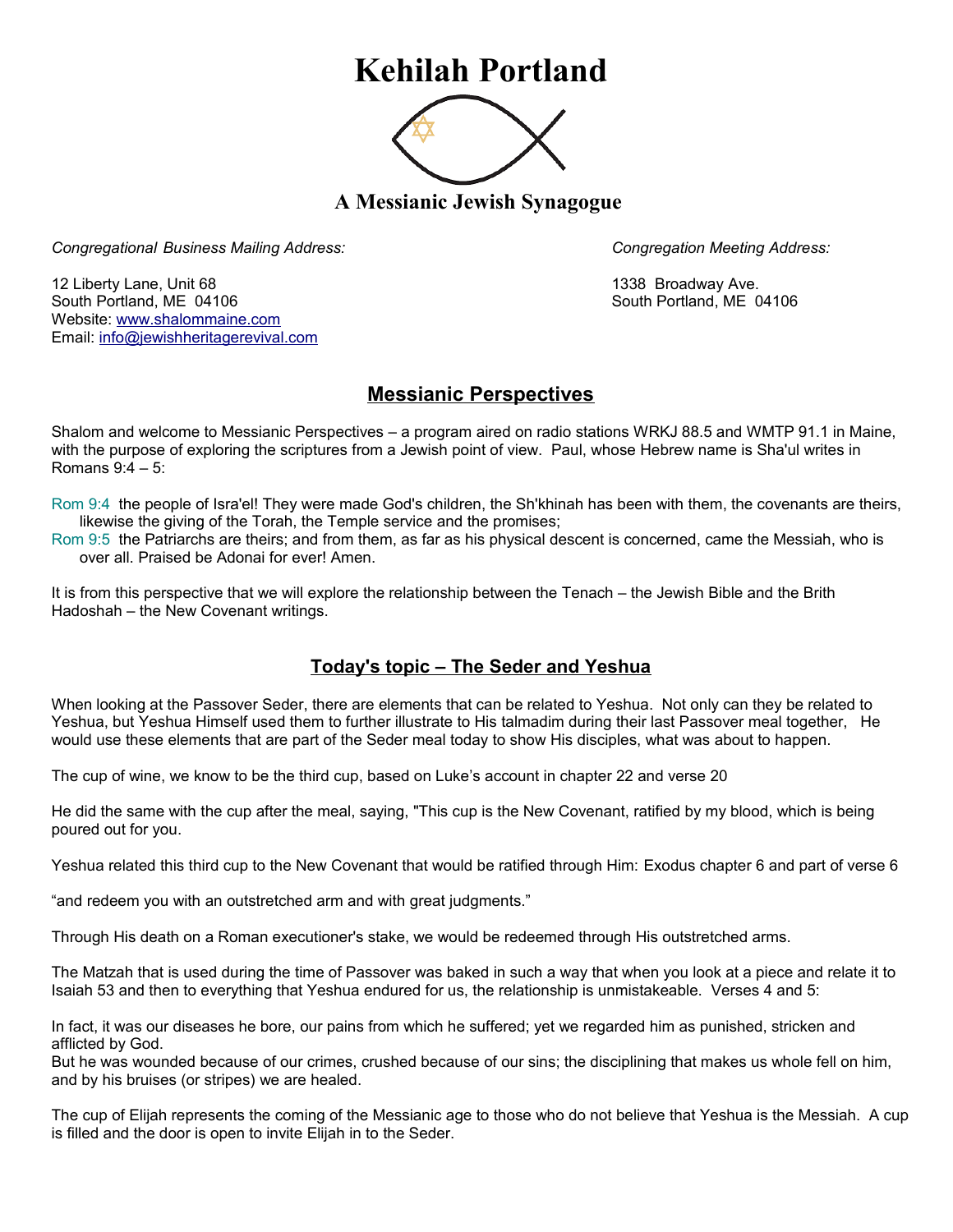# Kehilah Portland

### A Messianic Jewish Synagogue

*Congregational Business Mailing Address:*

12 Liberty Lane, Unit 68
South Portland, ME 04106
Website: www.shalommaine.com
Email: info@jewishheritagerevival.com

*Congregation Meeting Address:*

1338 Broadway Ave.
South Portland, ME 04106

## Messianic Perspectives

Shalom and welcome to Messianic Perspectives – a program aired on radio stations WRKJ 88.5 and WMTP 91.1 in Maine, with the purpose of exploring the scriptures from a Jewish point of view. Paul, whose Hebrew name is Sha'ul writes in Romans 9:4 – 5:

Rom 9:4 the people of Isra'el! They were made God's children, the Sh'khinah has been with them, the covenants are theirs, likewise the giving of the Torah, the Temple service and the promises;
Rom 9:5 the Patriarchs are theirs; and from them, as far as his physical descent is concerned, came the Messiah, who is over all. Praised be Adonai for ever! Amen.

It is from this perspective that we will explore the relationship between the Tenach – the Jewish Bible and the Brith Hadoshah – the New Covenant writings.

## Today's topic – The Seder and Yeshua

When looking at the Passover Seder, there are elements that can be related to Yeshua. Not only can they be related to Yeshua, but Yeshua Himself used them to further illustrate to His talmadim during their last Passover meal together, He would use these elements that are part of the Seder meal today to show His disciples, what was about to happen.

The cup of wine, we know to be the third cup, based on Luke's account in chapter 22 and verse 20

He did the same with the cup after the meal, saying, "This cup is the New Covenant, ratified by my blood, which is being poured out for you.

Yeshua related this third cup to the New Covenant that would be ratified through Him: Exodus chapter 6 and part of verse 6

"and redeem you with an outstretched arm and with great judgments."

Through His death on a Roman executioner's stake, we would be redeemed through His outstretched arms.

The Matzah that is used during the time of Passover was baked in such a way that when you look at a piece and relate it to Isaiah 53 and then to everything that Yeshua endured for us, the relationship is unmistakeable. Verses 4 and 5:

In fact, it was our diseases he bore, our pains from which he suffered; yet we regarded him as punished, stricken and afflicted by God.
But he was wounded because of our crimes, crushed because of our sins; the disciplining that makes us whole fell on him, and by his bruises (or stripes) we are healed.

The cup of Elijah represents the coming of the Messianic age to those who do not believe that Yeshua is the Messiah. A cup is filled and the door is open to invite Elijah in to the Seder.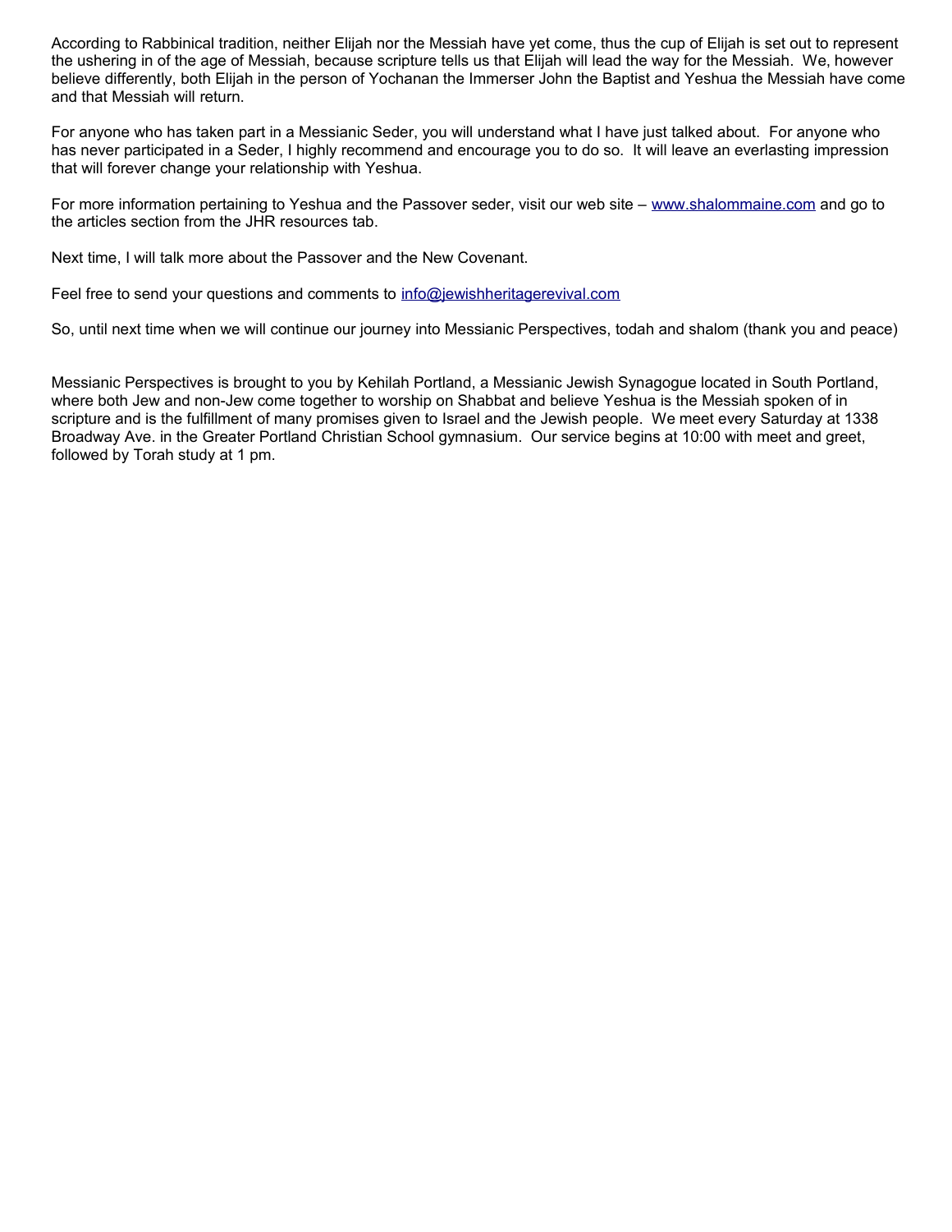According to Rabbinical tradition, neither Elijah nor the Messiah have yet come, thus the cup of Elijah is set out to represent the ushering in of the age of Messiah, because scripture tells us that Elijah will lead the way for the Messiah. We, however believe differently, both Elijah in the person of Yochanan the Immerser John the Baptist and Yeshua the Messiah have come and that Messiah will return.

For anyone who has taken part in a Messianic Seder, you will understand what I have just talked about. For anyone who has never participated in a Seder, I highly recommend and encourage you to do so. It will leave an everlasting impression that will forever change your relationship with Yeshua.

For more information pertaining to Yeshua and the Passover seder, visit our web site – www.shalommaine.com and go to the articles section from the JHR resources tab.

Next time, I will talk more about the Passover and the New Covenant.

Feel free to send your questions and comments to info@jewishheritagerevival.com

So, until next time when we will continue our journey into Messianic Perspectives, todah and shalom (thank you and peace)

Messianic Perspectives is brought to you by Kehilah Portland, a Messianic Jewish Synagogue located in South Portland, where both Jew and non-Jew come together to worship on Shabbat and believe Yeshua is the Messiah spoken of in scripture and is the fulfillment of many promises given to Israel and the Jewish people. We meet every Saturday at 1338 Broadway Ave. in the Greater Portland Christian School gymnasium. Our service begins at 10:00 with meet and greet, followed by Torah study at 1 pm.